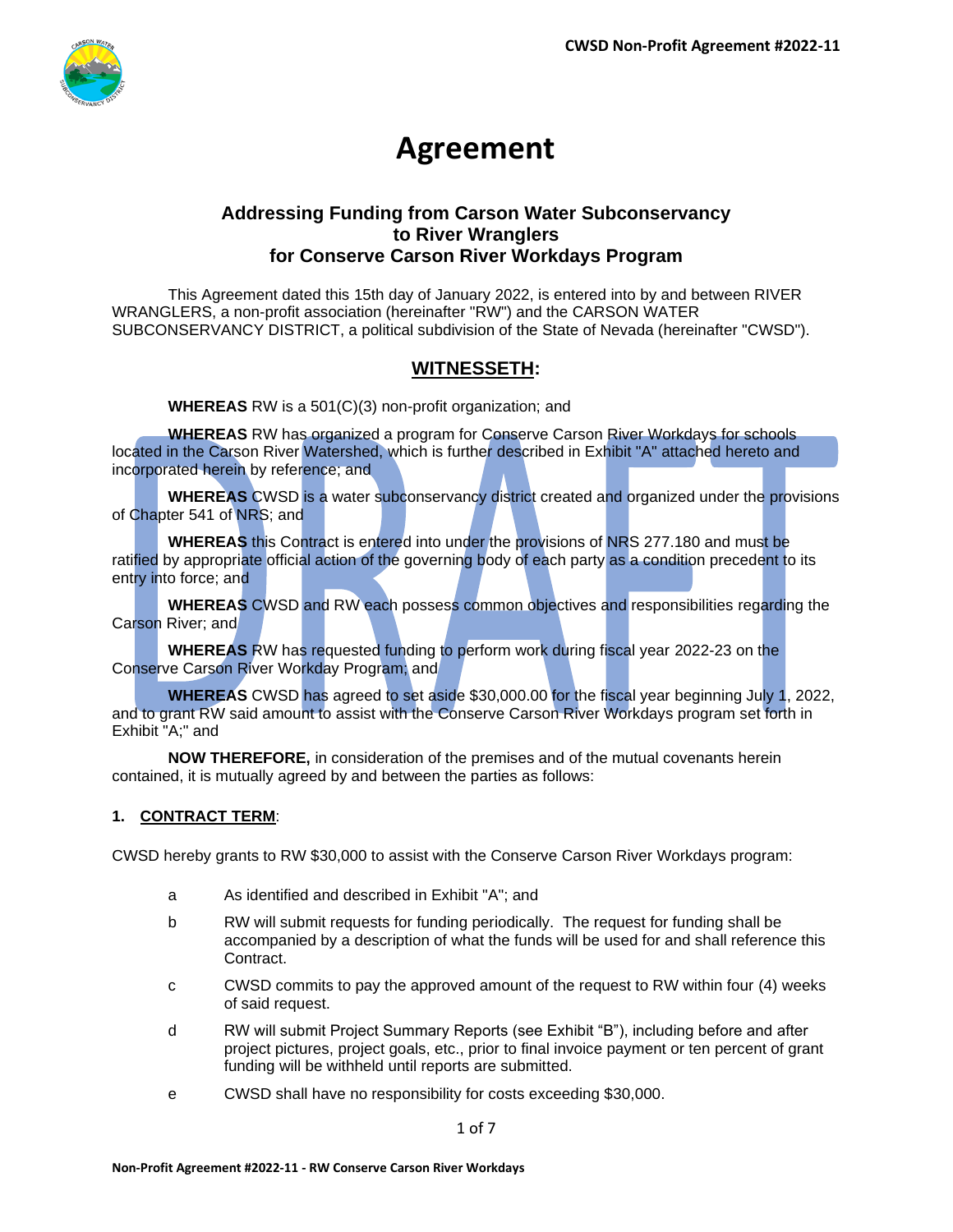# Agreement

### Addressing Funding from Carson Water Subconservancy to River Wranglers for Conserve Carson River Workdays Program

This Agreement dated this 15th day of January 2022, is entered into by and between RIVER WRANGLERS, a non-profit association (hereinafter "RW") and the CARSON WATER SUBCONSERVANCY DISTRICT, a political subdivision of the State of Nevada (hereinafter "CWSD").

## WITNESSETH:

**WHEREAS** RW is a 501(C)(3) non-profit organization; and

**WHEREAS** RW has organized a program for Conserve Carson River Workdays for schools located in the Carson River Watershed, which is further described in Exhibit "A" attached hereto and incorporated herein by reference; and

**WHEREAS** CWSD is a water subconservancy district created and organized under the provisions of Chapter 541 of NRS; and

**WHEREAS** this Contract is entered into under the provisions of NRS 277.180 and must be ratified by appropriate official action of the governing body of each party as a condition precedent to its entry into force; and

**WHEREAS** CWSD and RW each possess common objectives and responsibilities regarding the Carson River; and

**WHEREAS** RW has requested funding to perform work during fiscal year 2022-23 on the Conserve Carson River Workday Program; and

**WHEREAS** CWSD has agreed to set aside $30,000.00 for the fiscal year beginning July 1, 2022, and to grant RW said amount to assist with the Conserve Carson River Workdays program set forth in Exhibit "A;" and

**NOW THEREFORE,** in consideration of the premises and of the mutual covenants herein contained, it is mutually agreed by and between the parties as follows:

**1. CONTRACT TERM:**

CWSD hereby grants to RW $30,000 to assist with the Conserve Carson River Workdays program:

- a As identified and described in Exhibit "A"; and
- b RW will submit requests for funding periodically. The request for funding shall be accompanied by a description of what the funds will be used for and shall reference this Contract.
- c CWSD commits to pay the approved amount of the request to RW within four (4) weeks of said request.
- d RW will submit Project Summary Reports (see Exhibit "B"), including before and after project pictures, project goals, etc., prior to final invoice payment or ten percent of grant funding will be withheld until reports are submitted.
- e CWSD shall have no responsibility for costs exceeding $30,000.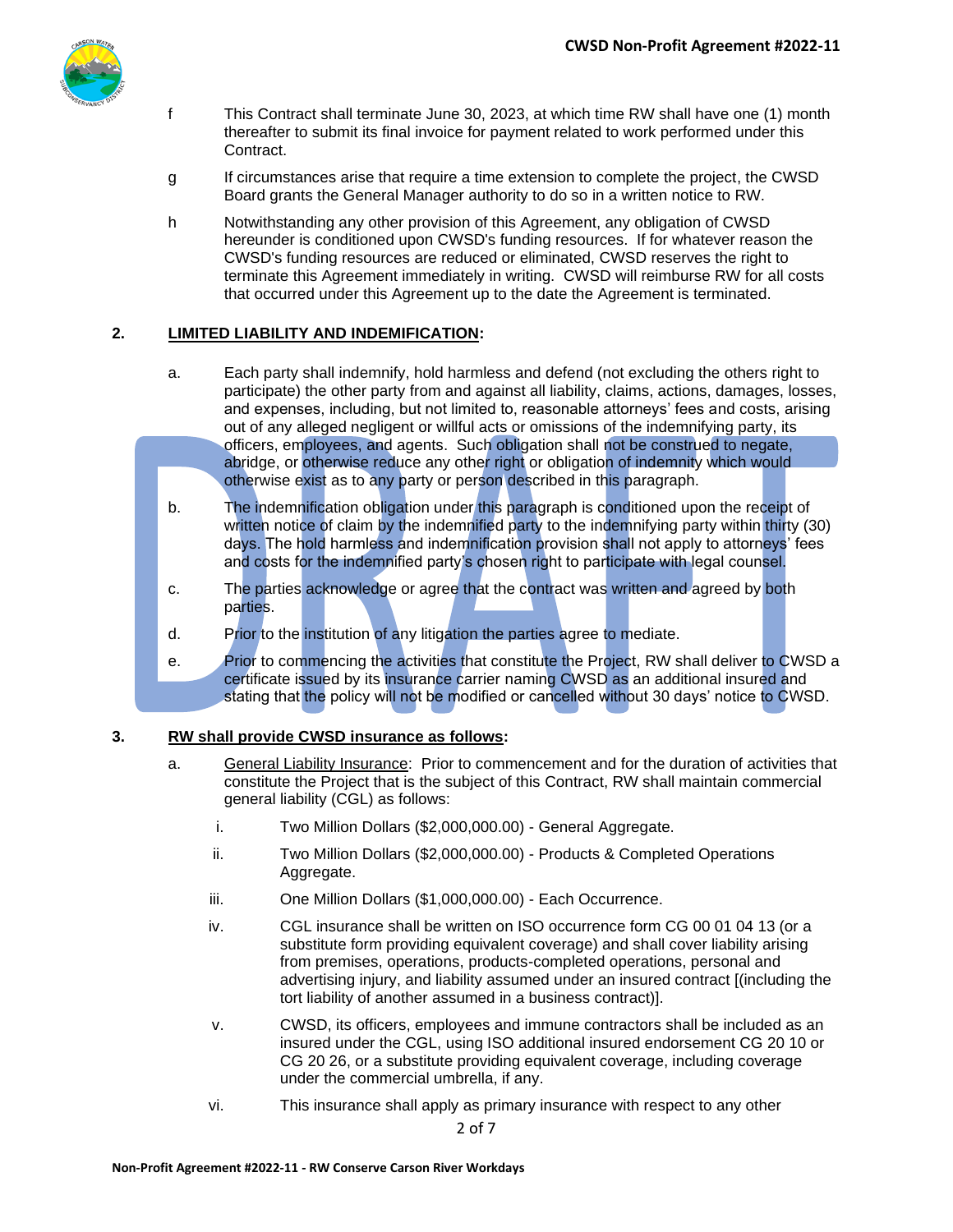f This Contract shall terminate June 30, 2023, at which time RW shall have one (1) month thereafter to submit its final invoice for payment related to work performed under this Contract.

g If circumstances arise that require a time extension to complete the project, the CWSD Board grants the General Manager authority to do so in a written notice to RW.

h Notwithstanding any other provision of this Agreement, any obligation of CWSD hereunder is conditioned upon CWSD's funding resources. If for whatever reason the CWSD's funding resources are reduced or eliminated, CWSD reserves the right to terminate this Agreement immediately in writing. CWSD will reimburse RW for all costs that occurred under this Agreement up to the date the Agreement is terminated.

**2. <u>LIMITED LIABILITY AND INDEMIFICATION</u>:**

a. Each party shall indemnify, hold harmless and defend (not excluding the others right to participate) the other party from and against all liability, claims, actions, damages, losses, and expenses, including, but not limited to, reasonable attorneys' fees and costs, arising out of any alleged negligent or willful acts or omissions of the indemnifying party, its officers, employees, and agents. Such obligation shall not be construed to negate, abridge, or otherwise reduce any other right or obligation of indemnity which would otherwise exist as to any party or person described in this paragraph.

b. The indemnification obligation under this paragraph is conditioned upon the receipt of written notice of claim by the indemnified party to the indemnifying party within thirty (30) days. The hold harmless and indemnification provision shall not apply to attorneys' fees and costs for the indemnified party's chosen right to participate with legal counsel.

c. The parties acknowledge or agree that the contract was written and agreed by both parties.

d. Prior to the institution of any litigation the parties agree to mediate.

e. Prior to commencing the activities that constitute the Project, RW shall deliver to CWSD a certificate issued by its insurance carrier naming CWSD as an additional insured and stating that the policy will not be modified or cancelled without 30 days' notice to CWSD.

**3. <u>RW shall provide CWSD insurance as follows</u>:**

a. <u>General Liability Insurance</u>: Prior to commencement and for the duration of activities that constitute the Project that is the subject of this Contract, RW shall maintain commercial general liability (CGL) as follows:

i. Two Million Dollars ($2,000,000.00) - General Aggregate.

ii. Two Million Dollars ($2,000,000.00) - Products & Completed Operations Aggregate.

iii. One Million Dollars ($1,000,000.00) - Each Occurrence.

iv. CGL insurance shall be written on ISO occurrence form CG 00 01 04 13 (or a substitute form providing equivalent coverage) and shall cover liability arising from premises, operations, products-completed operations, personal and advertising injury, and liability assumed under an insured contract [(including the tort liability of another assumed in a business contract)].

v. CWSD, its officers, employees and immune contractors shall be included as an insured under the CGL, using ISO additional insured endorsement CG 20 10 or CG 20 26, or a substitute providing equivalent coverage, including coverage under the commercial umbrella, if any.

vi. This insurance shall apply as primary insurance with respect to any other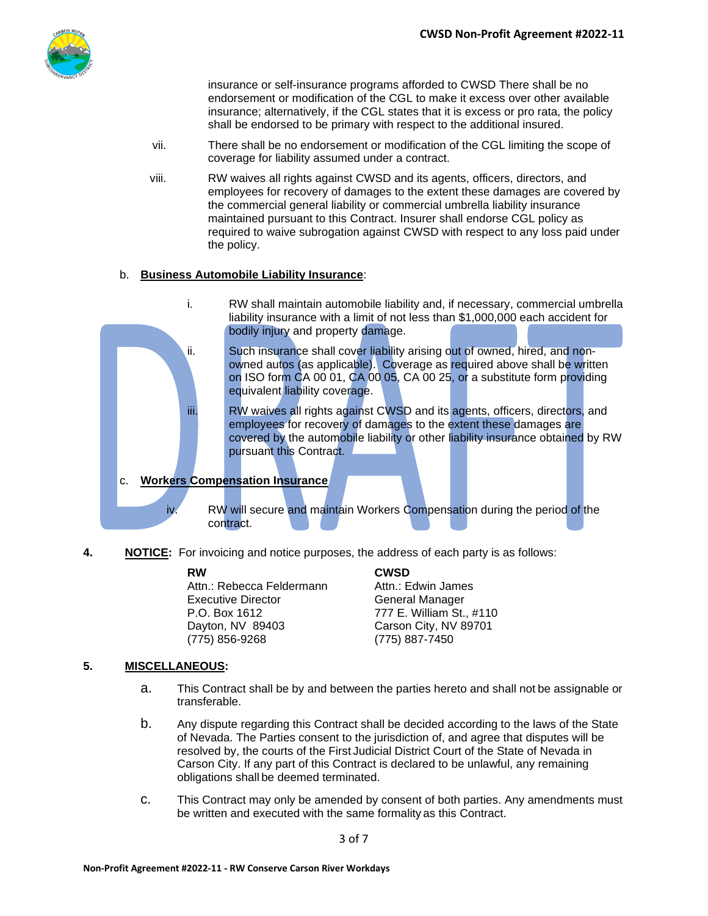insurance or self-insurance programs afforded to CWSD There shall be no endorsement or modification of the CGL to make it excess over other available insurance; alternatively, if the CGL states that it is excess or pro rata, the policy shall be endorsed to be primary with respect to the additional insured.

vii. There shall be no endorsement or modification of the CGL limiting the scope of coverage for liability assumed under a contract.

viii. RW waives all rights against CWSD and its agents, officers, directors, and employees for recovery of damages to the extent these damages are covered by the commercial general liability or commercial umbrella liability insurance maintained pursuant to this Contract. Insurer shall endorse CGL policy as required to waive subrogation against CWSD with respect to any loss paid under the policy.

b. **Business Automobile Liability Insurance**:

i. RW shall maintain automobile liability and, if necessary, commercial umbrella liability insurance with a limit of not less than $1,000,000 each accident for bodily injury and property damage.

ii. Such insurance shall cover liability arising out of owned, hired, and non-owned autos (as applicable). Coverage as required above shall be written on ISO form CA 00 01, CA 00 05, CA 00 25, or a substitute form providing equivalent liability coverage.

iii. RW waives all rights against CWSD and its agents, officers, directors, and employees for recovery of damages to the extent these damages are covered by the automobile liability or other liability insurance obtained by RW pursuant this Contract.

c. **Workers Compensation Insurance**

iv. RW will secure and maintain Workers Compensation during the period of the contract.

**4. NOTICE:** For invoicing and notice purposes, the address of each party is as follows:

| **RW** | **CWSD** |
|---|---|
| Attn.: Rebecca Feldermann | Attn.: Edwin James |
| Executive Director | General Manager |
| P.O. Box 1612 | 777 E. William St., #110 |
| Dayton, NV 89403 | Carson City, NV 89701 |
| (775) 856-9268 | (775) 887-7450 |

**5. MISCELLANEOUS:**

a. This Contract shall be by and between the parties hereto and shall not be assignable or transferable.

b. Any dispute regarding this Contract shall be decided according to the laws of the State of Nevada. The Parties consent to the jurisdiction of, and agree that disputes will be resolved by, the courts of the First Judicial District Court of the State of Nevada in Carson City. If any part of this Contract is declared to be unlawful, any remaining obligations shall be deemed terminated.

c. This Contract may only be amended by consent of both parties. Any amendments must be written and executed with the same formality as this Contract.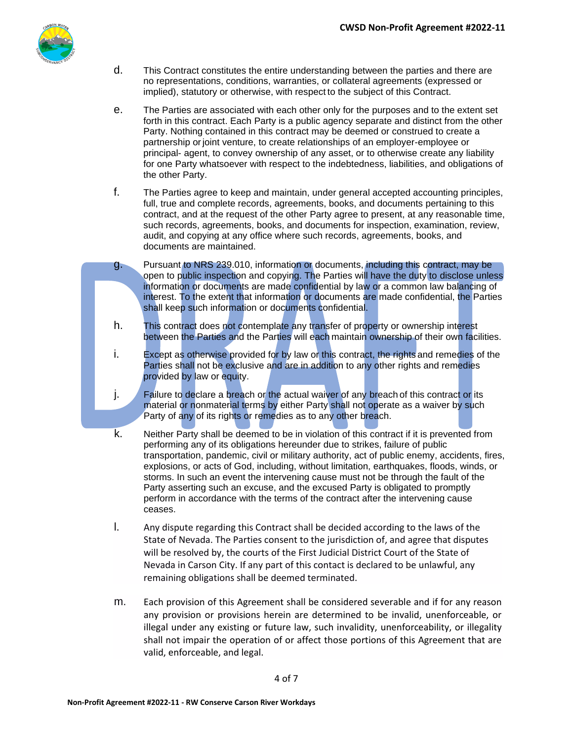d. This Contract constitutes the entire understanding between the parties and there are no representations, conditions, warranties, or collateral agreements (expressed or implied), statutory or otherwise, with respect to the subject of this Contract.

e. The Parties are associated with each other only for the purposes and to the extent set forth in this contract. Each Party is a public agency separate and distinct from the other Party. Nothing contained in this contract may be deemed or construed to create a partnership or joint venture, to create relationships of an employer-employee or principal- agent, to convey ownership of any asset, or to otherwise create any liability for one Party whatsoever with respect to the indebtedness, liabilities, and obligations of the other Party.

f. The Parties agree to keep and maintain, under general accepted accounting principles, full, true and complete records, agreements, books, and documents pertaining to this contract, and at the request of the other Party agree to present, at any reasonable time, such records, agreements, books, and documents for inspection, examination, review, audit, and copying at any office where such records, agreements, books, and documents are maintained.

g. Pursuant to NRS 239.010, information or documents, including this contract, may be open to public inspection and copying. The Parties will have the duty to disclose unless information or documents are made confidential by law or a common law balancing of interest. To the extent that information or documents are made confidential, the Parties shall keep such information or documents confidential.

h. This contract does not contemplate any transfer of property or ownership interest between the Parties and the Parties will each maintain ownership of their own facilities.

i. Except as otherwise provided for by law or this contract, the rights and remedies of the Parties shall not be exclusive and are in addition to any other rights and remedies provided by law or equity.

j. Failure to declare a breach or the actual waiver of any breach of this contract or its material or nonmaterial terms by either Party shall not operate as a waiver by such Party of any of its rights or remedies as to any other breach.

k. Neither Party shall be deemed to be in violation of this contract if it is prevented from performing any of its obligations hereunder due to strikes, failure of public transportation, pandemic, civil or military authority, act of public enemy, accidents, fires, explosions, or acts of God, including, without limitation, earthquakes, floods, winds, or storms. In such an event the intervening cause must not be through the fault of the Party asserting such an excuse, and the excused Party is obligated to promptly perform in accordance with the terms of the contract after the intervening cause ceases.

l. Any dispute regarding this Contract shall be decided according to the laws of the State of Nevada. The Parties consent to the jurisdiction of, and agree that disputes will be resolved by, the courts of the First Judicial District Court of the State of Nevada in Carson City. If any part of this contact is declared to be unlawful, any remaining obligations shall be deemed terminated.

m. Each provision of this Agreement shall be considered severable and if for any reason any provision or provisions herein are determined to be invalid, unenforceable, or illegal under any existing or future law, such invalidity, unenforceability, or illegality shall not impair the operation of or affect those portions of this Agreement that are valid, enforceable, and legal.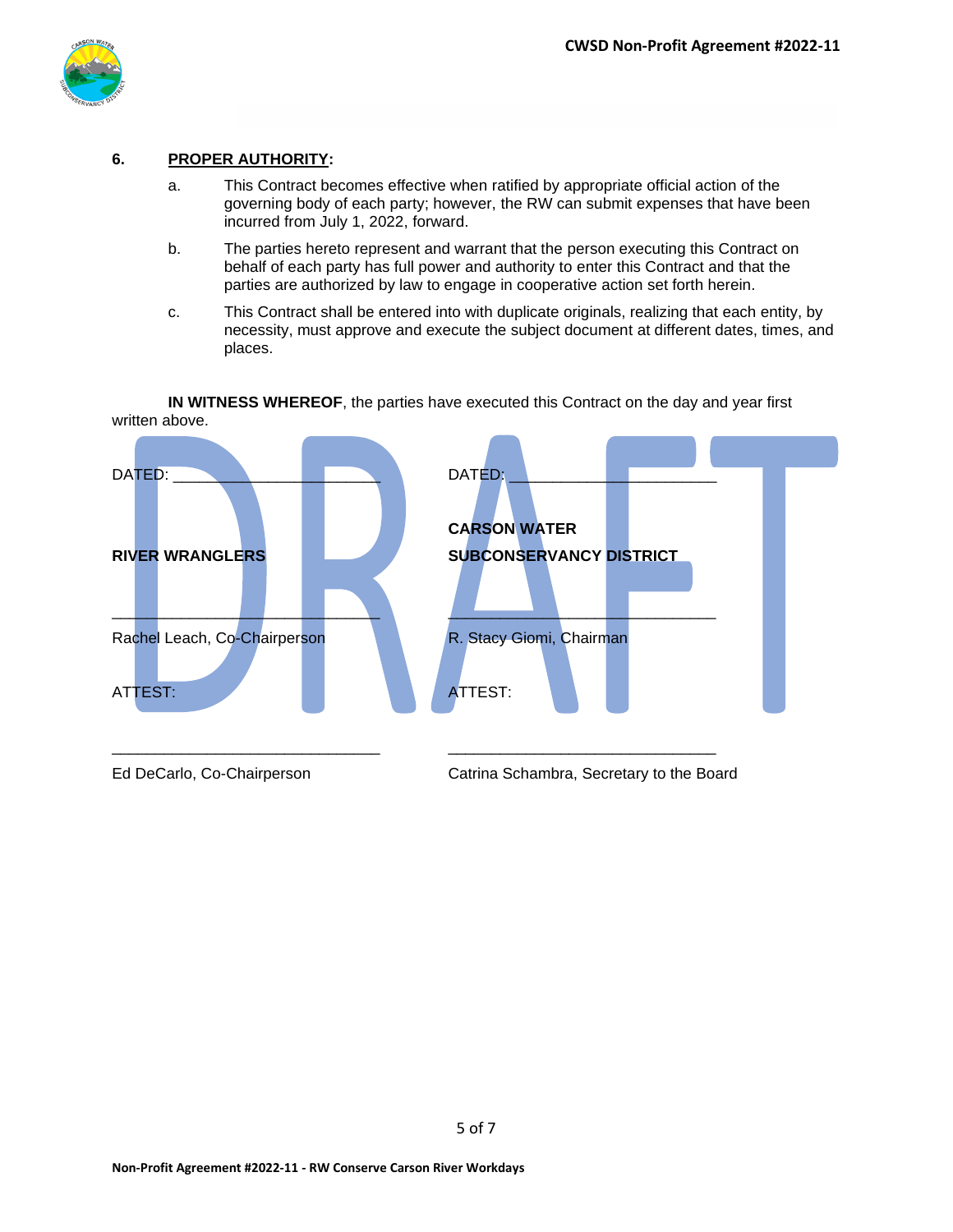### 6. PROPER AUTHORITY:

a. This Contract becomes effective when ratified by appropriate official action of the governing body of each party; however, the RW can submit expenses that have been incurred from July 1, 2022, forward.

b. The parties hereto represent and warrant that the person executing this Contract on behalf of each party has full power and authority to enter this Contract and that the parties are authorized by law to engage in cooperative action set forth herein.

c. This Contract shall be entered into with duplicate originals, realizing that each entity, by necessity, must approve and execute the subject document at different dates, times, and places.

**IN WITNESS WHEREOF**, the parties have executed this Contract on the day and year first written above.

DATED: ______________________

**RIVER WRANGLERS**

______________________________
Rachel Leach, Co-Chairperson

ATTEST:

______________________________
Ed DeCarlo, Co-Chairperson

DATED: ______________________

**CARSON WATER SUBCONSERVANCY DISTRICT**

______________________________
R. Stacy Giomi, Chairman

ATTEST:

______________________________
Catrina Schambra, Secretary to the Board

DRAFT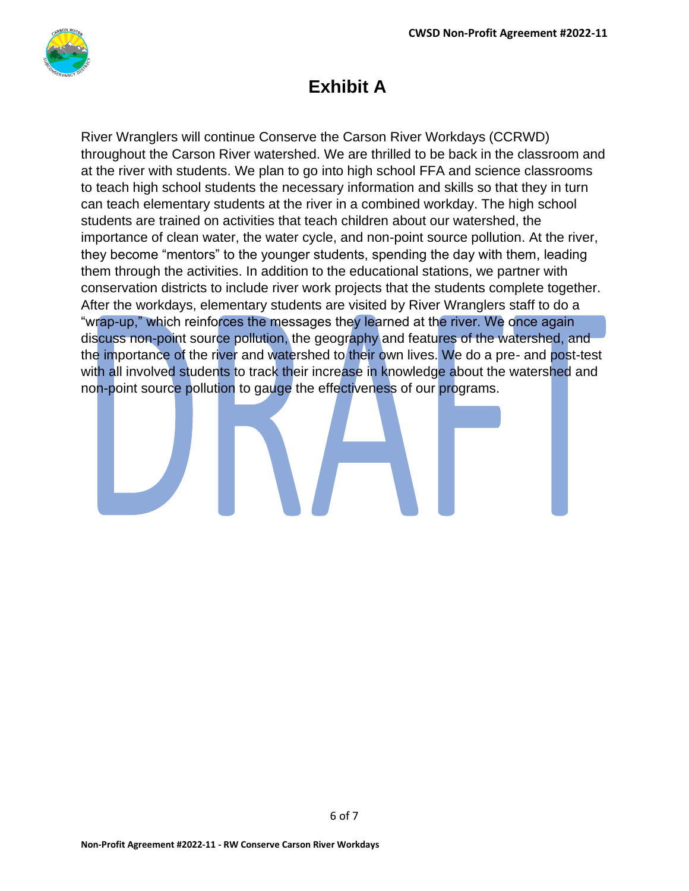# Exhibit A

River Wranglers will continue Conserve the Carson River Workdays (CCRWD) throughout the Carson River watershed. We are thrilled to be back in the classroom and at the river with students. We plan to go into high school FFA and science classrooms to teach high school students the necessary information and skills so that they in turn can teach elementary students at the river in a combined workday. The high school students are trained on activities that teach children about our watershed, the importance of clean water, the water cycle, and non-point source pollution. At the river, they become "mentors" to the younger students, spending the day with them, leading them through the activities. In addition to the educational stations, we partner with conservation districts to include river work projects that the students complete together. After the workdays, elementary students are visited by River Wranglers staff to do a "wrap-up," which reinforces the messages they learned at the river. We once again discuss non-point source pollution, the geography and features of the watershed, and the importance of the river and watershed to their own lives. We do a pre- and post-test with all involved students to track their increase in knowledge about the watershed and non-point source pollution to gauge the effectiveness of our programs.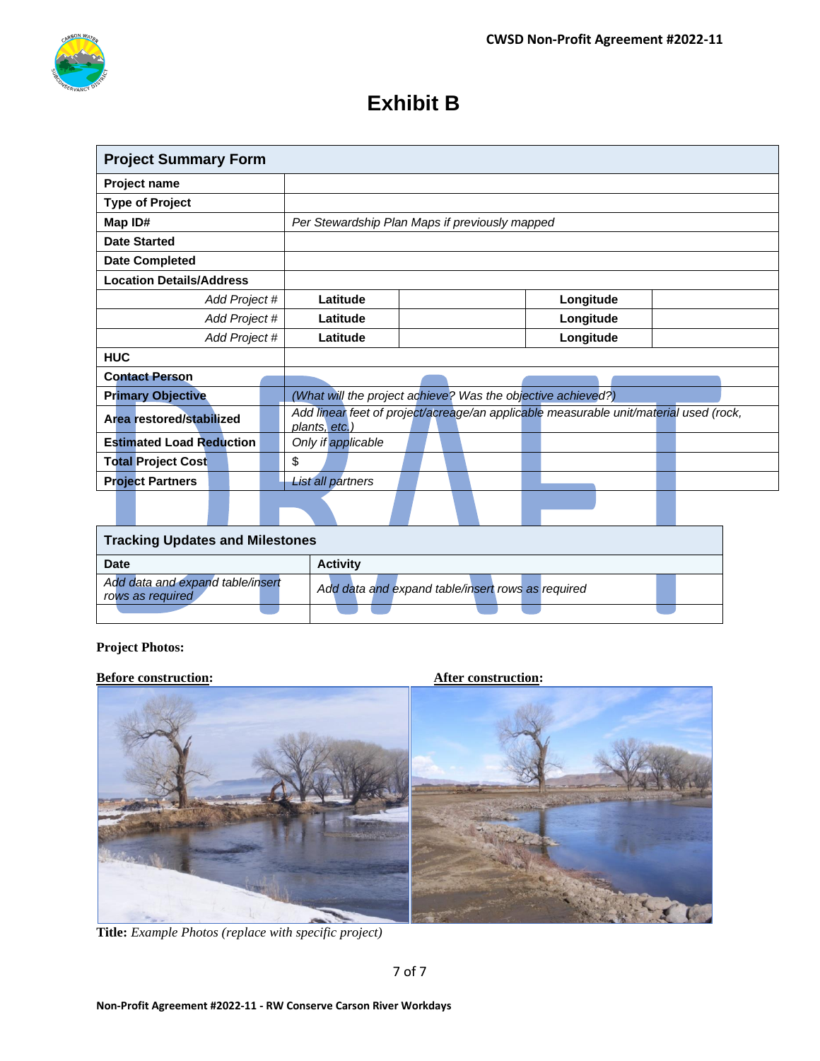# Exhibit B

| Project Summary Form | | | | |
|---|---|---|---|---|
| **Project name** | | | | |
| **Type of Project** | | | | |
| **Map ID#** | *Per Stewardship Plan Maps if previously mapped* | | | |
| **Date Started** | | | | |
| **Date Completed** | | | | |
| **Location Details/Address** | | | | |
| *Add Project #* | **Latitude** | | **Longitude** | |
| *Add Project #* | **Latitude** | | **Longitude** | |
| *Add Project #* | **Latitude** | | **Longitude** | |
| **HUC** | | | | |
| **Contact Person** | | | | |
| **Primary Objective** | *(What will the project achieve? Was the objective achieved?)* | | | |
| **Area restored/stabilized** | *Add linear feet of project/acreage/an applicable measurable unit/material used (rock, plants, etc.)* | | | |
| **Estimated Load Reduction** | *Only if applicable* | | | |
| **Total Project Cost** | $ | | | |
| **Project Partners** | *List all partners* | | | |

| Tracking Updates and Milestones | |
|---|---|
| **Date** | **Activity** |
| *Add data and expand table/insert rows as required* | *Add data and expand table/insert rows as required* |
| | |

**Project Photos:**

**Before construction:** **After construction:**

**Title:** *Example Photos (replace with specific project)*